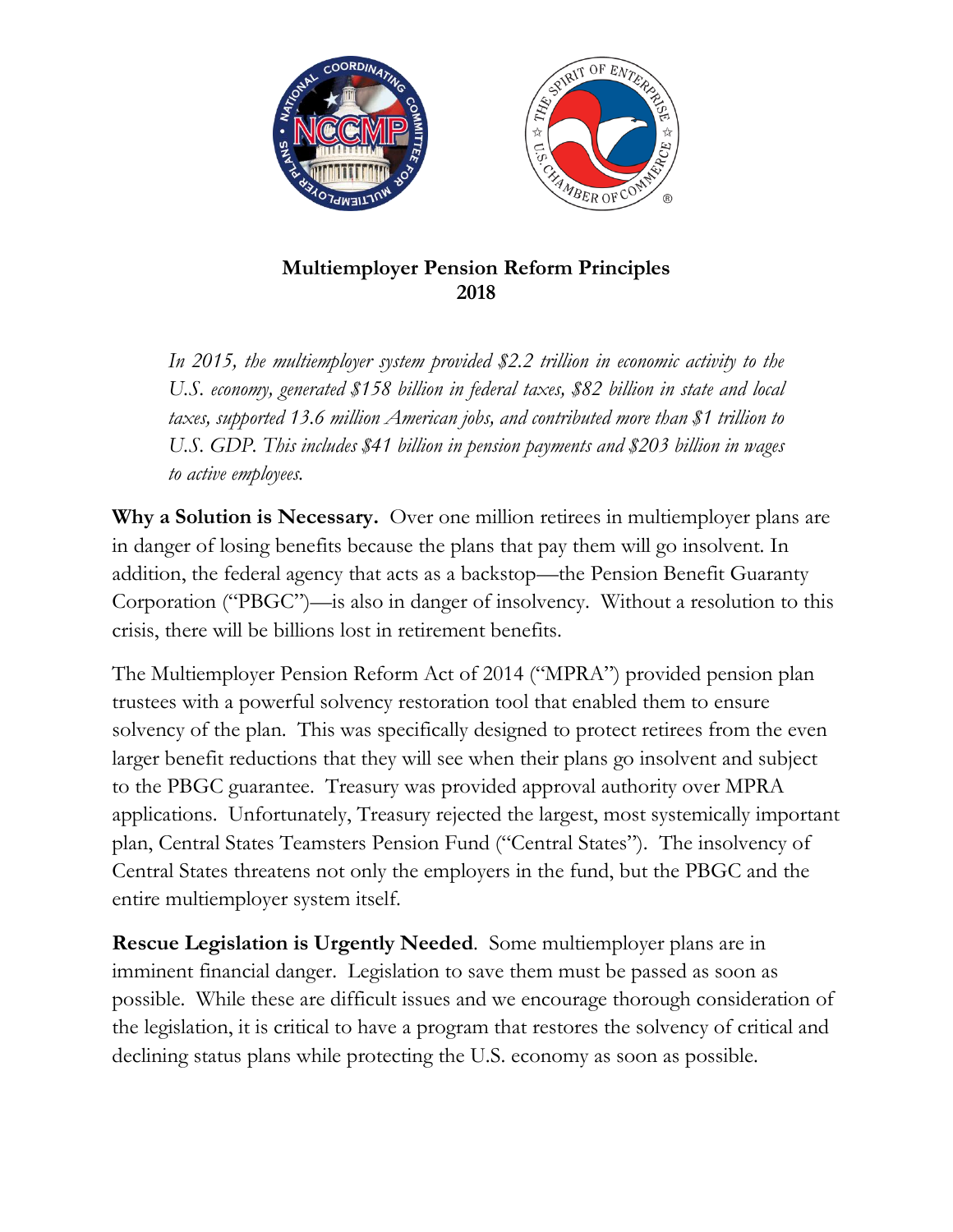# Multiemployer Pension Reform Principles
## 2018

*In 2015, the multiemployer system provided $2.2 trillion in economic activity to the U.S. economy, generated $158 billion in federal taxes, $82 billion in state and local taxes, supported 13.6 million American jobs, and contributed more than $1 trillion to U.S. GDP. This includes $41 billion in pension payments and $203 billion in wages to active employees.*

**Why a Solution is Necessary.** Over one million retirees in multiemployer plans are in danger of losing benefits because the plans that pay them will go insolvent. In addition, the federal agency that acts as a backstop—the Pension Benefit Guaranty Corporation ("PBGC")—is also in danger of insolvency. Without a resolution to this crisis, there will be billions lost in retirement benefits.

The Multiemployer Pension Reform Act of 2014 ("MPRA") provided pension plan trustees with a powerful solvency restoration tool that enabled them to ensure solvency of the plan. This was specifically designed to protect retirees from the even larger benefit reductions that they will see when their plans go insolvent and subject to the PBGC guarantee. Treasury was provided approval authority over MPRA applications. Unfortunately, Treasury rejected the largest, most systemically important plan, Central States Teamsters Pension Fund ("Central States"). The insolvency of Central States threatens not only the employers in the fund, but the PBGC and the entire multiemployer system itself.

**Rescue Legislation is Urgently Needed**. Some multiemployer plans are in imminent financial danger. Legislation to save them must be passed as soon as possible. While these are difficult issues and we encourage thorough consideration of the legislation, it is critical to have a program that restores the solvency of critical and declining status plans while protecting the U.S. economy as soon as possible.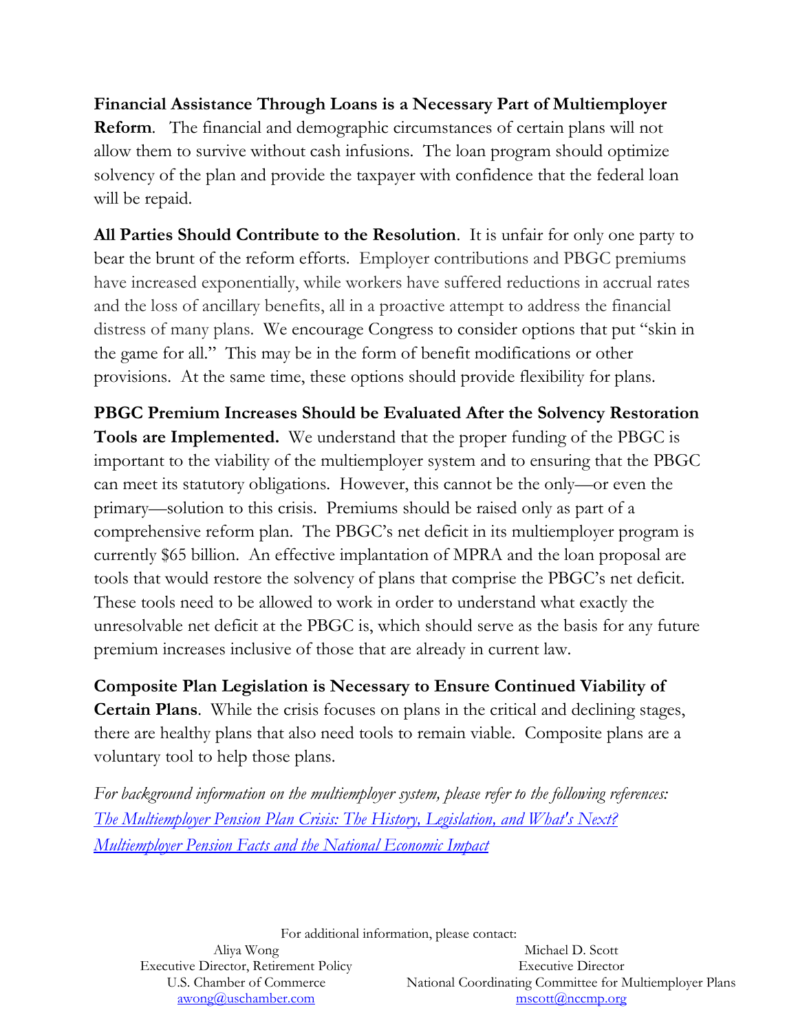**Financial Assistance Through Loans is a Necessary Part of Multiemployer Reform**. The financial and demographic circumstances of certain plans will not allow them to survive without cash infusions. The loan program should optimize solvency of the plan and provide the taxpayer with confidence that the federal loan will be repaid.

**All Parties Should Contribute to the Resolution**. It is unfair for only one party to bear the brunt of the reform efforts. Employer contributions and PBGC premiums have increased exponentially, while workers have suffered reductions in accrual rates and the loss of ancillary benefits, all in a proactive attempt to address the financial distress of many plans. We encourage Congress to consider options that put "skin in the game for all." This may be in the form of benefit modifications or other provisions. At the same time, these options should provide flexibility for plans.

**PBGC Premium Increases Should be Evaluated After the Solvency Restoration Tools are Implemented.** We understand that the proper funding of the PBGC is important to the viability of the multiemployer system and to ensuring that the PBGC can meet its statutory obligations. However, this cannot be the only—or even the primary—solution to this crisis. Premiums should be raised only as part of a comprehensive reform plan. The PBGC's net deficit in its multiemployer program is currently $65 billion. An effective implantation of MPRA and the loan proposal are tools that would restore the solvency of plans that comprise the PBGC's net deficit. These tools need to be allowed to work in order to understand what exactly the unresolvable net deficit at the PBGC is, which should serve as the basis for any future premium increases inclusive of those that are already in current law.

**Composite Plan Legislation is Necessary to Ensure Continued Viability of Certain Plans**. While the crisis focuses on plans in the critical and declining stages, there are healthy plans that also need tools to remain viable. Composite plans are a voluntary tool to help those plans.

*For background information on the multiemployer system, please refer to the following references:*
*The Multiemployer Pension Plan Crisis: The History, Legislation, and What's Next?*
*Multiemployer Pension Facts and the National Economic Impact*

For additional information, please contact:

Aliya Wong
Executive Director, Retirement Policy
U.S. Chamber of Commerce
awong@uschamber.com

Michael D. Scott
Executive Director
National Coordinating Committee for Multiemployer Plans
mscott@nccmp.org